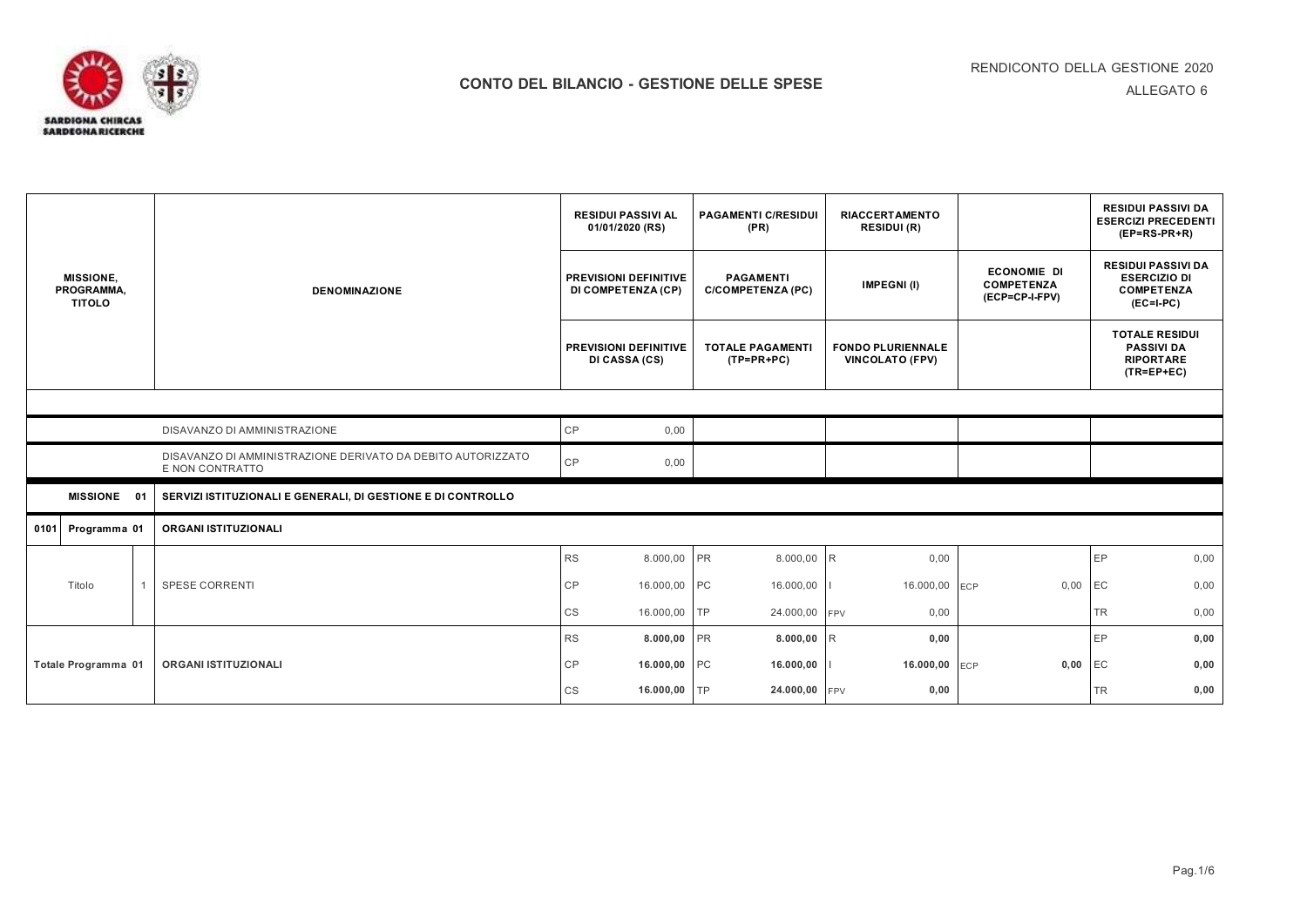# CONTO DEL BILANCIO - GESTIONE DELLE SPESE

RENDICONTO DELLA GESTIONE 2020

ALLEGATO 6

| MISSIONE, PROGRAMMA, TITOLO | DENOMINAZIONE | RESIDUI PASSIVI AL 01/01/2020 (RS) / PREVISIONI DEFINITIVE DI COMPETENZA (CP) / PREVISIONI DEFINITIVE DI CASSA (CS) | PAGAMENTI C/RESIDUI (PR) / PAGAMENTI C/COMPETENZA (PC) / TOTALE PAGAMENTI (TP=PR+PC) | RIACCERTAMENTO RESIDUI (R) / IMPEGNI (I) / FONDO PLURIENNALE VINCOLATO (FPV) | ECONOMIE DI COMPETENZA (ECP=CP-I-FPV) | RESIDUI PASSIVI DA ESERCIZI PRECEDENTI (EP=RS-PR+R) / RESIDUI PASSIVI DA ESERCIZIO DI COMPETENZA (EC=I-PC) / TOTALE RESIDUI PASSIVI DA RIPORTARE (TR=EP+EC) |
|---|---|---|---|---|---|---|
| | DISAVANZO DI AMMINISTRAZIONE | CP 0,00 | | | | |
| | DISAVANZO DI AMMINISTRAZIONE DERIVATO DA DEBITO AUTORIZZATO E NON CONTRATTO | CP 0,00 | | | | |
| **MISSIONE 01** | **SERVIZI ISTITUZIONALI E GENERALI, DI GESTIONE E DI CONTROLLO** | | | | | |
| **0101 Programma 01** | **ORGANI ISTITUZIONALI** | | | | | |
| | | RS 8.000,00 | PR 8.000,00 | R 0,00 | | EP 0,00 |
| Titolo 1 | SPESE CORRENTI | CP 16.000,00 | PC 16.000,00 | I 16.000,00 | ECP 0,00 | EC 0,00 |
| | | CS 16.000,00 | TP 24.000,00 | FPV 0,00 | | TR 0,00 |
| | | RS **8.000,00** | PR **8.000,00** | R **0,00** | | EP **0,00** |
| Totale Programma 01 | **ORGANI ISTITUZIONALI** | CP **16.000,00** | PC **16.000,00** | I **16.000,00** | ECP **0,00** | EC **0,00** |
| | | CS **16.000,00** | TP **24.000,00** | FPV **0,00** | | TR **0,00** |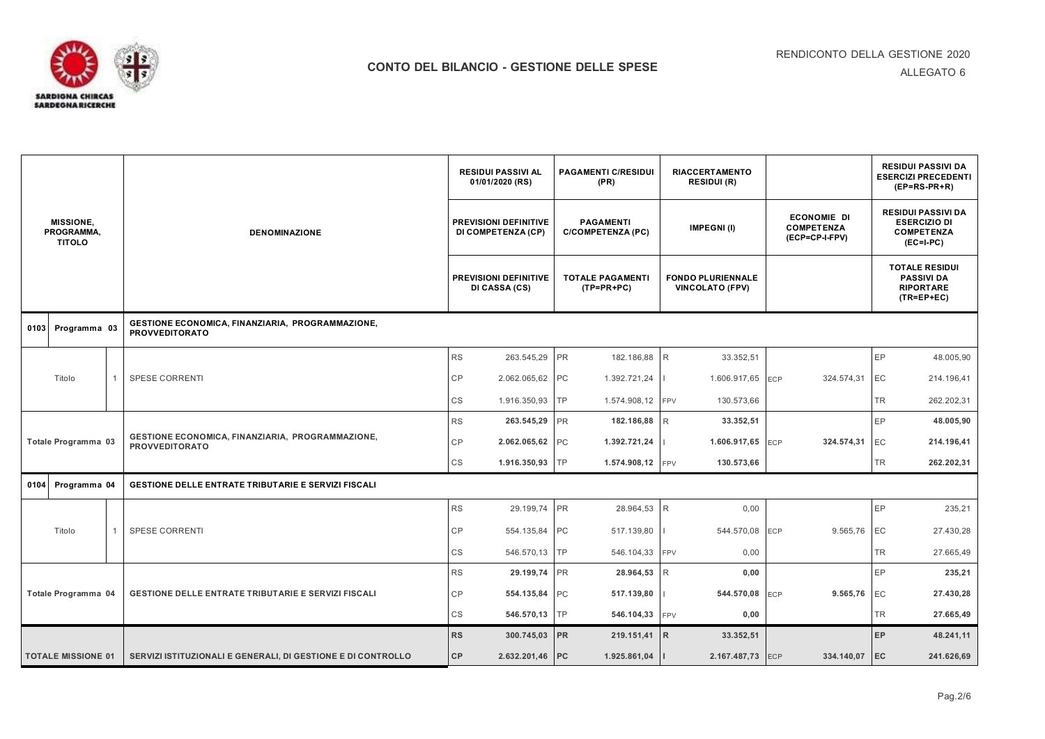# CONTO DEL BILANCIO - GESTIONE DELLE SPESE

RENDICONTO DELLA GESTIONE 2020

ALLEGATO 6

| MISSIONE, PROGRAMMA, TITOLO | | DENOMINAZIONE | | RESIDUI PASSIVI AL 01/01/2020 (RS) / PREVISIONI DEFINITIVE DI COMPETENZA (CP) / PREVISIONI DEFINITIVE DI CASSA (CS) | | PAGAMENTI C/RESIDUI (PR) / PAGAMENTI C/COMPETENZA (PC) / TOTALE PAGAMENTI (TP=PR+PC) | | RIACCERTAMENTO RESIDUI (R) / IMPEGNI (I) / FONDO PLURIENNALE VINCOLATO (FPV) | | ECONOMIE DI COMPETENZA (ECP=CP-I-FPV) | | RESIDUI PASSIVI DA ESERCIZI PRECEDENTI (EP=RS-PR+R) / RESIDUI PASSIVI DA ESERCIZIO DI COMPETENZA (EC=I-PC) / TOTALE RESIDUI PASSIVI DA RIPORTARE (TR=EP+EC) |
|---|---|---|---|---|---|---|---|---|---|---|---|---|---|
| 0103 | Programma 03 | GESTIONE ECONOMICA, FINANZIARIA, PROGRAMMAZIONE, PROVVEDITORATO | | | | | | | | | | | |
| | | | RS | 263.545,29 | PR | 182.186,88 | R | 33.352,51 | | | EP | 48.005,90 |
| Titolo | 1 | SPESE CORRENTI | CP | 2.062.065,62 | PC | 1.392.721,24 | I | 1.606.917,65 | ECP | 324.574,31 | EC | 214.196,41 |
| | | | CS | 1.916.350,93 | TP | 1.574.908,12 | FPV | 130.573,66 | | | TR | 262.202,31 |
| | | | RS | **263.545,29** | PR | **182.186,88** | R | **33.352,51** | | | EP | **48.005,90** |
| Totale Programma 03 | | GESTIONE ECONOMICA, FINANZIARIA, PROGRAMMAZIONE, PROVVEDITORATO | CP | **2.062.065,62** | PC | **1.392.721,24** | I | **1.606.917,65** | ECP | **324.574,31** | EC | **214.196,41** |
| | | | CS | **1.916.350,93** | TP | **1.574.908,12** | FPV | **130.573,66** | | | TR | **262.202,31** |
| 0104 | Programma 04 | GESTIONE DELLE ENTRATE TRIBUTARIE E SERVIZI FISCALI | | | | | | | | | | |
| | | | RS | 29.199,74 | PR | 28.964,53 | R | 0,00 | | | EP | 235,21 |
| Titolo | 1 | SPESE CORRENTI | CP | 554.135,84 | PC | 517.139,80 | I | 544.570,08 | ECP | 9.565,76 | EC | 27.430,28 |
| | | | CS | 546.570,13 | TP | 546.104,33 | FPV | 0,00 | | | TR | 27.665,49 |
| | | | RS | **29.199,74** | PR | **28.964,53** | R | **0,00** | | | EP | **235,21** |
| Totale Programma 04 | | GESTIONE DELLE ENTRATE TRIBUTARIE E SERVIZI FISCALI | CP | **554.135,84** | PC | **517.139,80** | I | **544.570,08** | ECP | **9.565,76** | EC | **27.430,28** |
| | | | CS | **546.570,13** | TP | **546.104,33** | FPV | **0,00** | | | TR | **27.665,49** |
| | | | **RS** | **300.745,03** | **PR** | **219.151,41** | **R** | **33.352,51** | | | **EP** | **48.241,11** |
| **TOTALE MISSIONE 01** | | **SERVIZI ISTITUZIONALI E GENERALI, DI GESTIONE E DI CONTROLLO** | **CP** | **2.632.201,46** | **PC** | **1.925.861,04** | **I** | **2.167.487,73** | ECP | **334.140,07** | **EC** | **241.626,69** |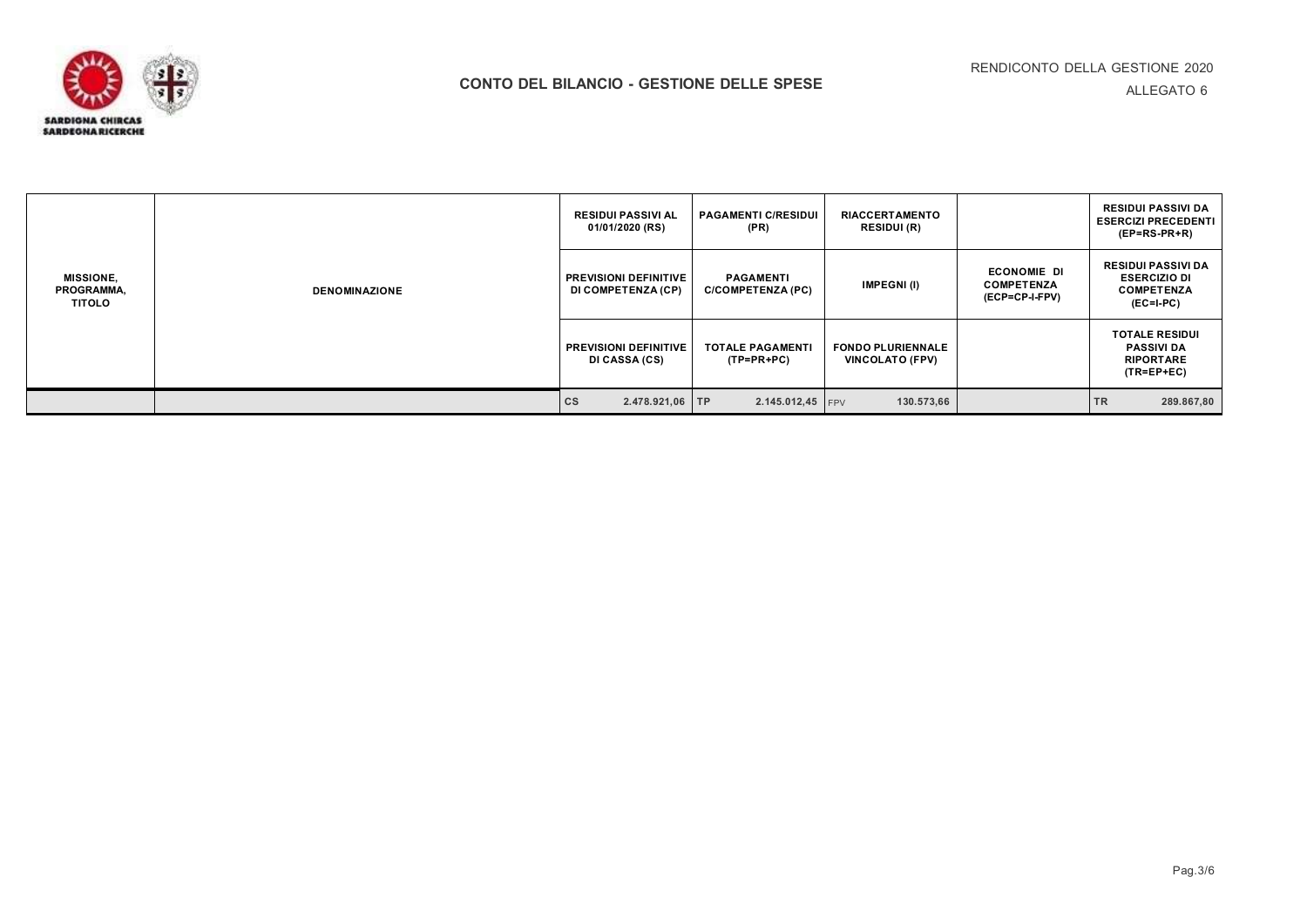# CONTO DEL BILANCIO - GESTIONE DELLE SPESE

RENDICONTO DELLA GESTIONE 2020

ALLEGATO 6

| MISSIONE, PROGRAMMA, TITOLO | DENOMINAZIONE | RESIDUI PASSIVI AL 01/01/2020 (RS) | PAGAMENTI C/RESIDUI (PR) | RIACCERTAMENTO RESIDUI (R) | | RESIDUI PASSIVI DA ESERCIZI PRECEDENTI (EP=RS-PR+R) |
|---|---|---|---|---|---|---|
| | | PREVISIONI DEFINITIVE DI COMPETENZA (CP) | PAGAMENTI C/COMPETENZA (PC) | IMPEGNI (I) | ECONOMIE DI COMPETENZA (ECP=CP-I-FPV) | RESIDUI PASSIVI DA ESERCIZIO DI COMPETENZA (EC=I-PC) |
| | | PREVISIONI DEFINITIVE DI CASSA (CS) | TOTALE PAGAMENTI (TP=PR+PC) | FONDO PLURIENNALE VINCOLATO (FPV) | | TOTALE RESIDUI PASSIVI DA RIPORTARE (TR=EP+EC) |
| | | CS 2.478.921,06 | TP 2.145.012,45 | FPV 130.573,66 | | TR 289.867,80 |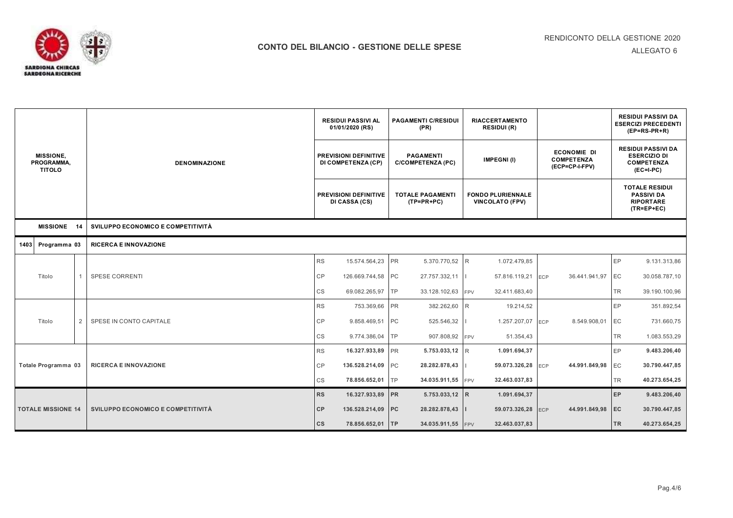# CONTO DEL BILANCIO - GESTIONE DELLE SPESE

RENDICONTO DELLA GESTIONE 2020

ALLEGATO 6

| MISSIONE, PROGRAMMA, TITOLO | | DENOMINAZIONE | | RESIDUI PASSIVI AL 01/01/2020 (RS) / PREVISIONI DEFINITIVE DI COMPETENZA (CP) / PREVISIONI DEFINITIVE DI CASSA (CS) | | PAGAMENTI C/RESIDUI (PR) / PAGAMENTI C/COMPETENZA (PC) / TOTALE PAGAMENTI (TP=PR+PC) | | RIACCERTAMENTO RESIDUI (R) / IMPEGNI (I) / FONDO PLURIENNALE VINCOLATO (FPV) | | ECONOMIE DI COMPETENZA (ECP=CP-I-FPV) | | RESIDUI PASSIVI DA ESERCIZI PRECEDENTI (EP=RS-PR+R) / RESIDUI PASSIVI DA ESERCIZIO DI COMPETENZA (EC=I-PC) / TOTALE RESIDUI PASSIVI DA RIPORTARE (TR=EP+EC) |
|---|---|---|---|---|---|---|---|---|---|---|---|---|
| **MISSIONE** | **14** | **SVILUPPO ECONOMICO E COMPETITIVITÀ** | | | | | | | | | | |
| **1403** | **Programma 03** | **RICERCA E INNOVAZIONE** | | | | | | | | | | |
| | | | RS | 15.574.564,23 | PR | 5.370.770,52 | R | 1.072.479,85 | | | EP | 9.131.313,86 |
| Titolo | 1 | SPESE CORRENTI | CP | 126.669.744,58 | PC | 27.757.332,11 | I | 57.816.119,21 | ECP | 36.441.941,97 | EC | 30.058.787,10 |
| | | | CS | 69.082.265,97 | TP | 33.128.102,63 | FPV | 32.411.683,40 | | | TR | 39.190.100,96 |
| | | | RS | 753.369,66 | PR | 382.262,60 | R | 19.214,52 | | | EP | 351.892,54 |
| Titolo | 2 | SPESE IN CONTO CAPITALE | CP | 9.858.469,51 | PC | 525.546,32 | I | 1.257.207,07 | ECP | 8.549.908,01 | EC | 731.660,75 |
| | | | CS | 9.774.386,04 | TP | 907.808,92 | FPV | 51.354,43 | | | TR | 1.083.553,29 |
| | | | RS | **16.327.933,89** | PR | **5.753.033,12** | R | **1.091.694,37** | | | EP | **9.483.206,40** |
| **Totale Programma 03** | | **RICERCA E INNOVAZIONE** | CP | **136.528.214,09** | PC | **28.282.878,43** | I | **59.073.326,28** | ECP | **44.991.849,98** | EC | **30.790.447,85** |
| | | | CS | **78.856.652,01** | TP | **34.035.911,55** | FPV | **32.463.037,83** | | | TR | **40.273.654,25** |
| | | | **RS** | **16.327.933,89** | **PR** | **5.753.033,12** | **R** | **1.091.694,37** | | | **EP** | **9.483.206,40** |
| **TOTALE MISSIONE 14** | | **SVILUPPO ECONOMICO E COMPETITIVITÀ** | **CP** | **136.528.214,09** | **PC** | **28.282.878,43** | **I** | **59.073.326,28** | ECP | **44.991.849,98** | **EC** | **30.790.447,85** |
| | | | **CS** | **78.856.652,01** | **TP** | **34.035.911,55** | FPV | **32.463.037,83** | | | **TR** | **40.273.654,25** |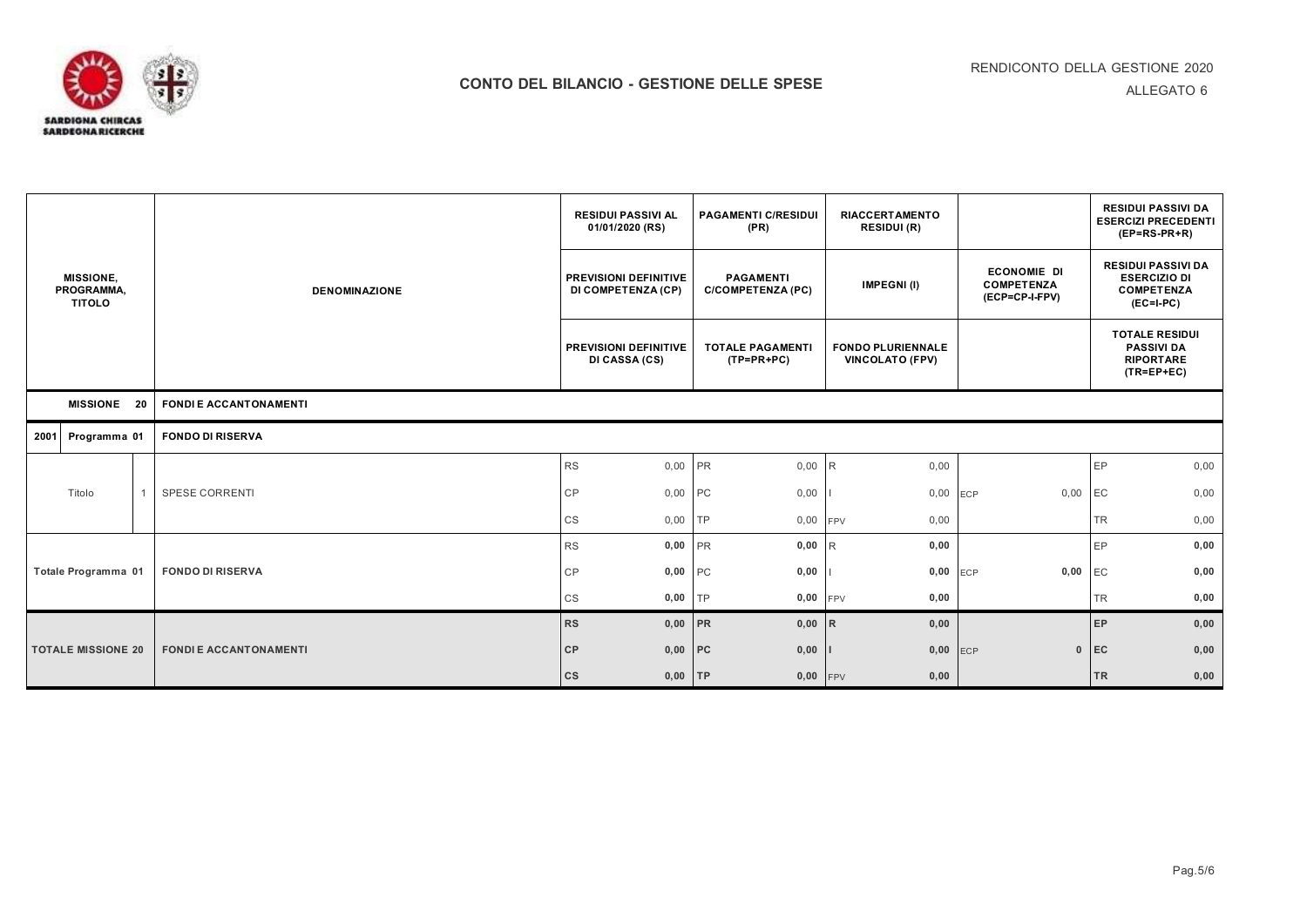**CONTO DEL BILANCIO - GESTIONE DELLE SPESE**

RENDICONTO DELLA GESTIONE 2020

ALLEGATO 6

| MISSIONE, PROGRAMMA, TITOLO | | DENOMINAZIONE | RESIDUI PASSIVI AL 01/01/2020 (RS) / PREVISIONI DEFINITIVE DI COMPETENZA (CP) / PREVISIONI DEFINITIVE DI CASSA (CS) | | PAGAMENTI C/RESIDUI (PR) / PAGAMENTI C/COMPETENZA (PC) / TOTALE PAGAMENTI (TP=PR+PC) | | RIACCERTAMENTO RESIDUI (R) / IMPEGNI (I) / FONDO PLURIENNALE VINCOLATO (FPV) | | ECONOMIE DI COMPETENZA (ECP=CP-I-FPV) | | RESIDUI PASSIVI DA ESERCIZI PRECEDENTI (EP=RS-PR+R) / RESIDUI PASSIVI DA ESERCIZIO DI COMPETENZA (EC=I-PC) / TOTALE RESIDUI PASSIVI DA RIPORTARE (TR=EP+EC) | |
|---|---|---|---|---|---|---|---|---|---|---|---|---|
| **MISSIONE** | **20** | **FONDI E ACCANTONAMENTI** | | | | | | | | | | |
| **2001** | **Programma 01** | **FONDO DI RISERVA** | | | | | | | | | | |
| | | | RS | 0,00 | PR | 0,00 | R | 0,00 | | | EP | 0,00 |
| Titolo | 1 | SPESE CORRENTI | CP | 0,00 | PC | 0,00 | I | 0,00 | ECP | 0,00 | EC | 0,00 |
| | | | CS | 0,00 | TP | 0,00 | FPV | 0,00 | | | TR | 0,00 |
| | | | RS | **0,00** | PR | **0,00** | R | **0,00** | | | EP | **0,00** |
| **Totale Programma 01** | | **FONDO DI RISERVA** | CP | **0,00** | PC | **0,00** | I | **0,00** | ECP | **0,00** | EC | **0,00** |
| | | | CS | **0,00** | TP | **0,00** | FPV | **0,00** | | | TR | **0,00** |
| | | | **RS** | **0,00** | **PR** | **0,00** | **R** | **0,00** | | | **EP** | **0,00** |
| **TOTALE MISSIONE 20** | | **FONDI E ACCANTONAMENTI** | **CP** | **0,00** | **PC** | **0,00** | **I** | **0,00** | ECP | **0** | **EC** | **0,00** |
| | | | **CS** | **0,00** | **TP** | **0,00** | FPV | **0,00** | | | **TR** | **0,00** |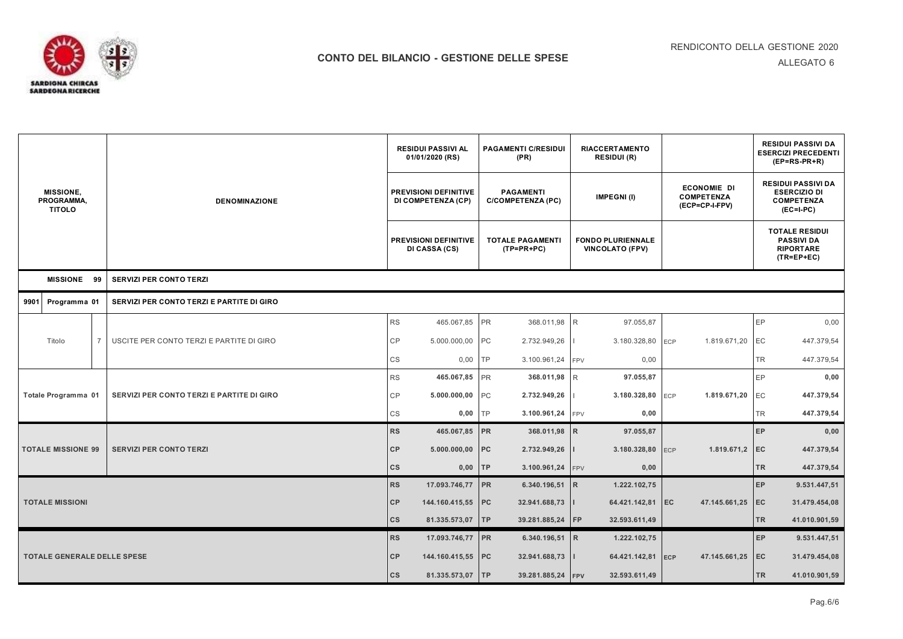# CONTO DEL BILANCIO - GESTIONE DELLE SPESE

RENDICONTO DELLA GESTIONE 2020

ALLEGATO 6

| MISSIONE, PROGRAMMA, TITOLO | | DENOMINAZIONE | RESIDUI PASSIVI AL 01/01/2020 (RS) / PREVISIONI DEFINITIVE DI COMPETENZA (CP) / PREVISIONI DEFINITIVE DI CASSA (CS) | | PAGAMENTI C/RESIDUI (PR) / PAGAMENTI C/COMPETENZA (PC) / TOTALE PAGAMENTI (TP=PR+PC) | | RIACCERTAMENTO RESIDUI (R) / IMPEGNI (I) / FONDO PLURIENNALE VINCOLATO (FPV) | | ECONOMIE DI COMPETENZA (ECP=CP-I-FPV) | | RESIDUI PASSIVI DA ESERCIZI PRECEDENTI (EP=RS-PR+R) / RESIDUI PASSIVI DA ESERCIZIO DI COMPETENZA (EC=I-PC) / TOTALE RESIDUI PASSIVI DA RIPORTARE (TR=EP+EC) | |
|---|---|---|---|---|---|---|---|---|---|---|---|---|
| **MISSIONE** | **99** | **SERVIZI PER CONTO TERZI** | | | | | | | | | | |
| **9901** | **Programma 01** | **SERVIZI PER CONTO TERZI E PARTITE DI GIRO** | | | | | | | | | | |
| | | | RS | 465.067,85 | PR | 368.011,98 | R | 97.055,87 | | | EP | 0,00 |
| Titolo | 7 | USCITE PER CONTO TERZI E PARTITE DI GIRO | CP | 5.000.000,00 | PC | 2.732.949,26 | I | 3.180.328,80 | ECP | 1.819.671,20 | EC | 447.379,54 |
| | | | CS | 0,00 | TP | 3.100.961,24 | FPV | 0,00 | | | TR | 447.379,54 |
| | | | RS | **465.067,85** | PR | **368.011,98** | R | **97.055,87** | | | EP | **0,00** |
| Totale Programma 01 | | SERVIZI PER CONTO TERZI E PARTITE DI GIRO | CP | **5.000.000,00** | PC | **2.732.949,26** | I | **3.180.328,80** | ECP | **1.819.671,20** | EC | **447.379,54** |
| | | | CS | **0,00** | TP | **3.100.961,24** | FPV | **0,00** | | | TR | **447.379,54** |
| | | | **RS** | **465.067,85** | **PR** | **368.011,98** | **R** | **97.055,87** | | | **EP** | **0,00** |
| **TOTALE MISSIONE 99** | | **SERVIZI PER CONTO TERZI** | **CP** | **5.000.000,00** | **PC** | **2.732.949,26** | **I** | **3.180.328,80** | ECP | **1.819.671,2** | **EC** | **447.379,54** |
| | | | **CS** | **0,00** | **TP** | **3.100.961,24** | FPV | **0,00** | | | **TR** | **447.379,54** |
| | | | **RS** | **17.093.746,77** | **PR** | **6.340.196,51** | **R** | **1.222.102,75** | | | **EP** | **9.531.447,51** |
| **TOTALE MISSIONI** | | | **CP** | **144.160.415,55** | **PC** | **32.941.688,73** | **I** | **64.421.142,81** | **EC** | **47.145.661,25** | **EC** | **31.479.454,08** |
| | | | **CS** | **81.335.573,07** | **TP** | **39.281.885,24** | **FP** | **32.593.611,49** | | | **TR** | **41.010.901,59** |
| | | | **RS** | **17.093.746,77** | **PR** | **6.340.196,51** | **R** | **1.222.102,75** | | | **EP** | **9.531.447,51** |
| **TOTALE GENERALE DELLE SPESE** | | | **CP** | **144.160.415,55** | **PC** | **32.941.688,73** | **I** | **64.421.142,81** | ECP | **47.145.661,25** | **EC** | **31.479.454,08** |
| | | | **CS** | **81.335.573,07** | **TP** | **39.281.885,24** | FPV | **32.593.611,49** | | | **TR** | **41.010.901,59** |